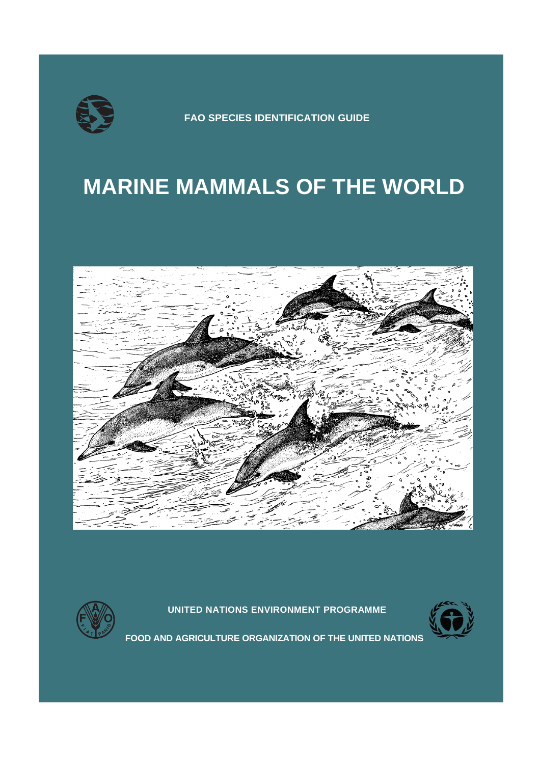FAO SPECIES IDENTIFICATION GUIDE

# MARINE MAMMALS OF THE WORLD

UNITED NATIONS ENVIRONMENT PROGRAMME

FOOD AND AGRICULTURE ORGANIZATION OF THE UNITED NATIONS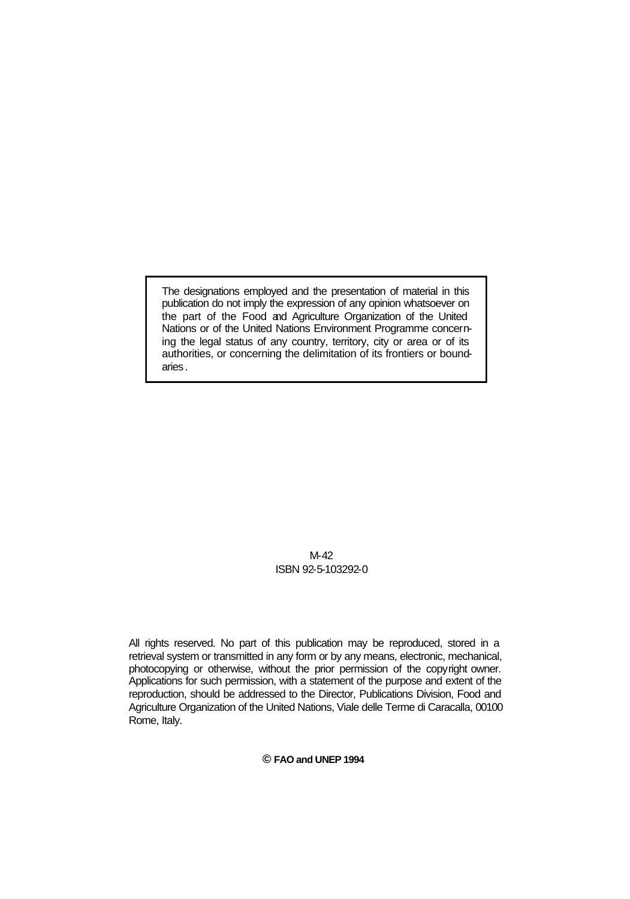The designations employed and the presentation of material in this publication do not imply the expression of any opinion whatsoever on the part of the Food and Agriculture Organization of the United Nations or of the United Nations Environment Programme concerning the legal status of any country, territory, city or area or of its authorities, or concerning the delimitation of its frontiers or boundaries.

M-42
ISBN 92-5-103292-0

All rights reserved. No part of this publication may be reproduced, stored in a retrieval system or transmitted in any form or by any means, electronic, mechanical, photocopying or otherwise, without the prior permission of the copyright owner. Applications for such permission, with a statement of the purpose and extent of the reproduction, should be addressed to the Director, Publications Division, Food and Agriculture Organization of the United Nations, Viale delle Terme di Caracalla, 00100 Rome, Italy.

**© FAO and UNEP 1994**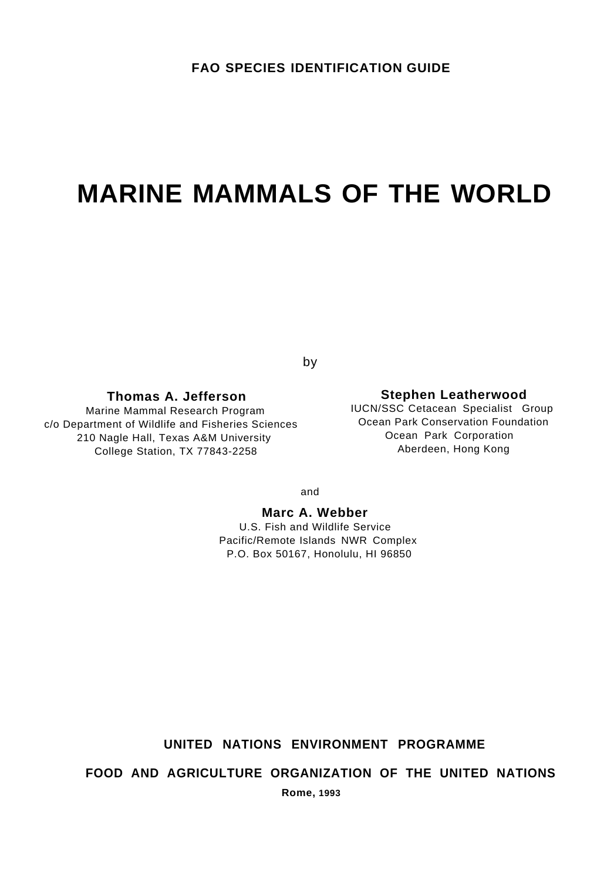**FAO SPECIES IDENTIFICATION GUIDE**

# MARINE MAMMALS OF THE WORLD

by

**Thomas A. Jefferson**
Marine Mammal Research Program
c/o Department of Wildlife and Fisheries Sciences
210 Nagle Hall, Texas A&M University
College Station, TX 77843-2258

**Stephen Leatherwood**
IUCN/SSC Cetacean Specialist Group
Ocean Park Conservation Foundation
Ocean Park Corporation
Aberdeen, Hong Kong

and

**Marc A. Webber**
U.S. Fish and Wildlife Service
Pacific/Remote Islands NWR Complex
P.O. Box 50167, Honolulu, HI 96850

**UNITED NATIONS ENVIRONMENT PROGRAMME**

**FOOD AND AGRICULTURE ORGANIZATION OF THE UNITED NATIONS**

**Rome, 1993**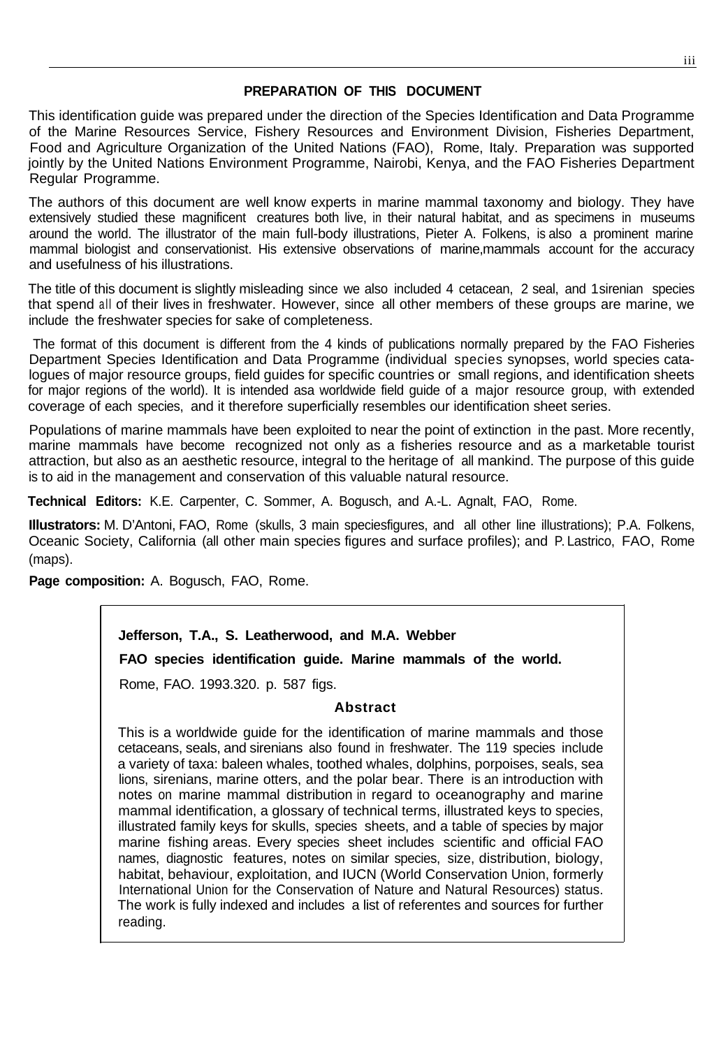## PREPARATION OF THIS DOCUMENT

This identification guide was prepared under the direction of the Species Identification and Data Programme of the Marine Resources Service, Fishery Resources and Environment Division, Fisheries Department, Food and Agriculture Organization of the United Nations (FAO), Rome, Italy. Preparation was supported jointly by the United Nations Environment Programme, Nairobi, Kenya, and the FAO Fisheries Department Regular Programme.

The authors of this document are well know experts in marine mammal taxonomy and biology. They have extensively studied these magnificent creatures both live, in their natural habitat, and as specimens in museums around the world. The illustrator of the main full-body illustrations, Pieter A. Folkens, is also a prominent marine mammal biologist and conservationist. His extensive observations of marine,mammals account for the accuracy and usefulness of his illustrations.

The title of this document is slightly misleading since we also included 4 cetacean, 2 seal, and 1sirenian species that spend all of their lives in freshwater. However, since all other members of these groups are marine, we include the freshwater species for sake of completeness.

The format of this document is different from the 4 kinds of publications normally prepared by the FAO Fisheries Department Species Identification and Data Programme (individual species synopses, world species catalogues of major resource groups, field guides for specific countries or small regions, and identification sheets for major regions of the world). It is intended asa worldwide field guide of a major resource group, with extended coverage of each species, and it therefore superficially resembles our identification sheet series.

Populations of marine mammals have been exploited to near the point of extinction in the past. More recently, marine mammals have become recognized not only as a fisheries resource and as a marketable tourist attraction, but also as an aesthetic resource, integral to the heritage of all mankind. The purpose of this guide is to aid in the management and conservation of this valuable natural resource.

**Technical Editors:** K.E. Carpenter, C. Sommer, A. Bogusch, and A.-L. Agnalt, FAO, Rome.

**Illustrators:** M. D'Antoni, FAO, Rome (skulls, 3 main speciesfigures, and all other line illustrations); P.A. Folkens, Oceanic Society, California (all other main species figures and surface profiles); and P. Lastrico, FAO, Rome (maps).

**Page composition:** A. Bogusch, FAO, Rome.

**Jefferson, T.A., S. Leatherwood, and M.A. Webber**

**FAO species identification guide. Marine mammals of the world.**

Rome, FAO. 1993.320. p. 587 figs.

**Abstract**

This is a worldwide guide for the identification of marine mammals and those cetaceans, seals, and sirenians also found in freshwater. The 119 species include a variety of taxa: baleen whales, toothed whales, dolphins, porpoises, seals, sea lions, sirenians, marine otters, and the polar bear. There is an introduction with notes on marine mammal distribution in regard to oceanography and marine mammal identification, a glossary of technical terms, illustrated keys to species, illustrated family keys for skulls, species sheets, and a table of species by major marine fishing areas. Every species sheet includes scientific and official FAO names, diagnostic features, notes on similar species, size, distribution, biology, habitat, behaviour, exploitation, and IUCN (World Conservation Union, formerly International Union for the Conservation of Nature and Natural Resources) status. The work is fully indexed and includes a list of referentes and sources for further reading.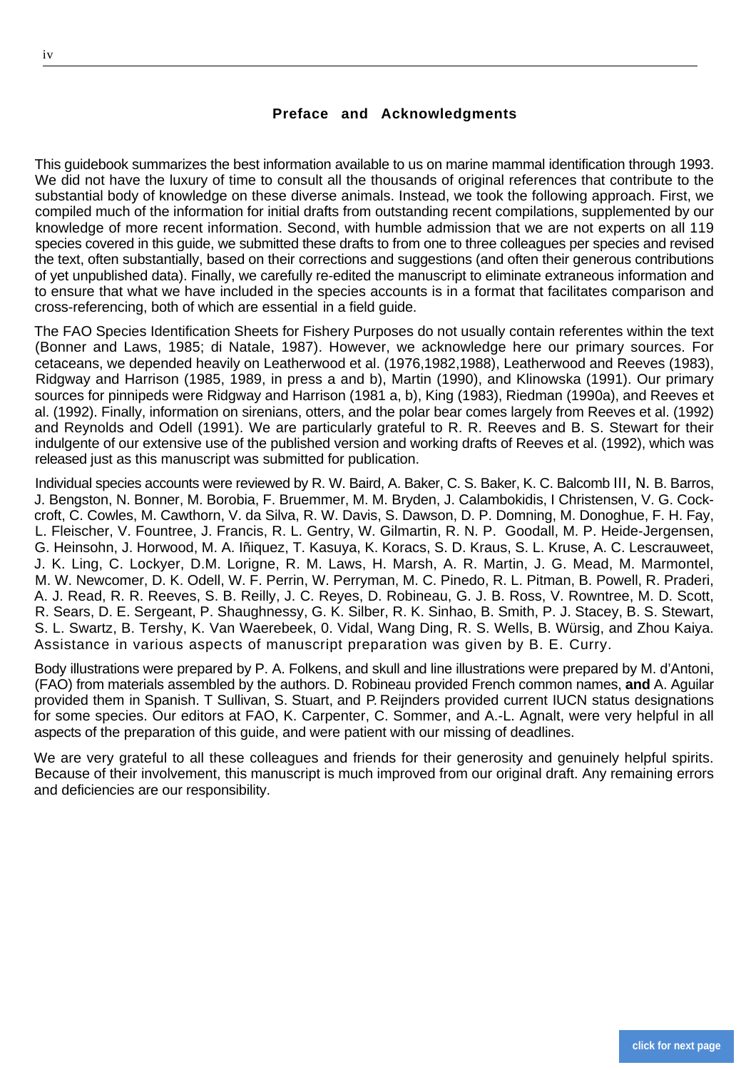## Preface and Acknowledgments

This guidebook summarizes the best information available to us on marine mammal identification through 1993. We did not have the luxury of time to consult all the thousands of original references that contribute to the substantial body of knowledge on these diverse animals. Instead, we took the following approach. First, we compiled much of the information for initial drafts from outstanding recent compilations, supplemented by our knowledge of more recent information. Second, with humble admission that we are not experts on all 119 species covered in this guide, we submitted these drafts to from one to three colleagues per species and revised the text, often substantially, based on their corrections and suggestions (and often their generous contributions of yet unpublished data). Finally, we carefully re-edited the manuscript to eliminate extraneous information and to ensure that what we have included in the species accounts is in a format that facilitates comparison and cross-referencing, both of which are essential in a field guide.

The FAO Species Identification Sheets for Fishery Purposes do not usually contain referentes within the text (Bonner and Laws, 1985; di Natale, 1987). However, we acknowledge here our primary sources. For cetaceans, we depended heavily on Leatherwood et al. (1976,1982,1988), Leatherwood and Reeves (1983), Ridgway and Harrison (1985, 1989, in press a and b), Martin (1990), and Klinowska (1991). Our primary sources for pinnipeds were Ridgway and Harrison (1981 a, b), King (1983), Riedman (1990a), and Reeves et al. (1992). Finally, information on sirenians, otters, and the polar bear comes largely from Reeves et al. (1992) and Reynolds and Odell (1991). We are particularly grateful to R. R. Reeves and B. S. Stewart for their indulgente of our extensive use of the published version and working drafts of Reeves et al. (1992), which was released just as this manuscript was submitted for publication.

Individual species accounts were reviewed by R. W. Baird, A. Baker, C. S. Baker, K. C. Balcomb III, N. B. Barros, J. Bengston, N. Bonner, M. Borobia, F. Bruemmer, M. M. Bryden, J. Calambokidis, I Christensen, V. G. Cockcroft, C. Cowles, M. Cawthorn, V. da Silva, R. W. Davis, S. Dawson, D. P. Domning, M. Donoghue, F. H. Fay, L. Fleischer, V. Fountree, J. Francis, R. L. Gentry, W. Gilmartin, R. N. P. Goodall, M. P. Heide-Jergensen, G. Heinsohn, J. Horwood, M. A. Iñiquez, T. Kasuya, K. Koracs, S. D. Kraus, S. L. Kruse, A. C. Lescrauweet, J. K. Ling, C. Lockyer, D.M. Lorigne, R. M. Laws, H. Marsh, A. R. Martin, J. G. Mead, M. Marmontel, M. W. Newcomer, D. K. Odell, W. F. Perrin, W. Perryman, M. C. Pinedo, R. L. Pitman, B. Powell, R. Praderi, A. J. Read, R. R. Reeves, S. B. Reilly, J. C. Reyes, D. Robineau, G. J. B. Ross, V. Rowntree, M. D. Scott, R. Sears, D. E. Sergeant, P. Shaughnessy, G. K. Silber, R. K. Sinhao, B. Smith, P. J. Stacey, B. S. Stewart, S. L. Swartz, B. Tershy, K. Van Waerebeek, 0. Vidal, Wang Ding, R. S. Wells, B. Würsig, and Zhou Kaiya. Assistance in various aspects of manuscript preparation was given by B. E. Curry.

Body illustrations were prepared by P. A. Folkens, and skull and line illustrations were prepared by M. d'Antoni, (FAO) from materials assembled by the authors. D. Robineau provided French common names, **and** A. Aguilar provided them in Spanish. T Sullivan, S. Stuart, and P. Reijnders provided current IUCN status designations for some species. Our editors at FAO, K. Carpenter, C. Sommer, and A.-L. Agnalt, were very helpful in all aspects of the preparation of this guide, and were patient with our missing of deadlines.

We are very grateful to all these colleagues and friends for their generosity and genuinely helpful spirits. Because of their involvement, this manuscript is much improved from our original draft. Any remaining errors and deficiencies are our responsibility.